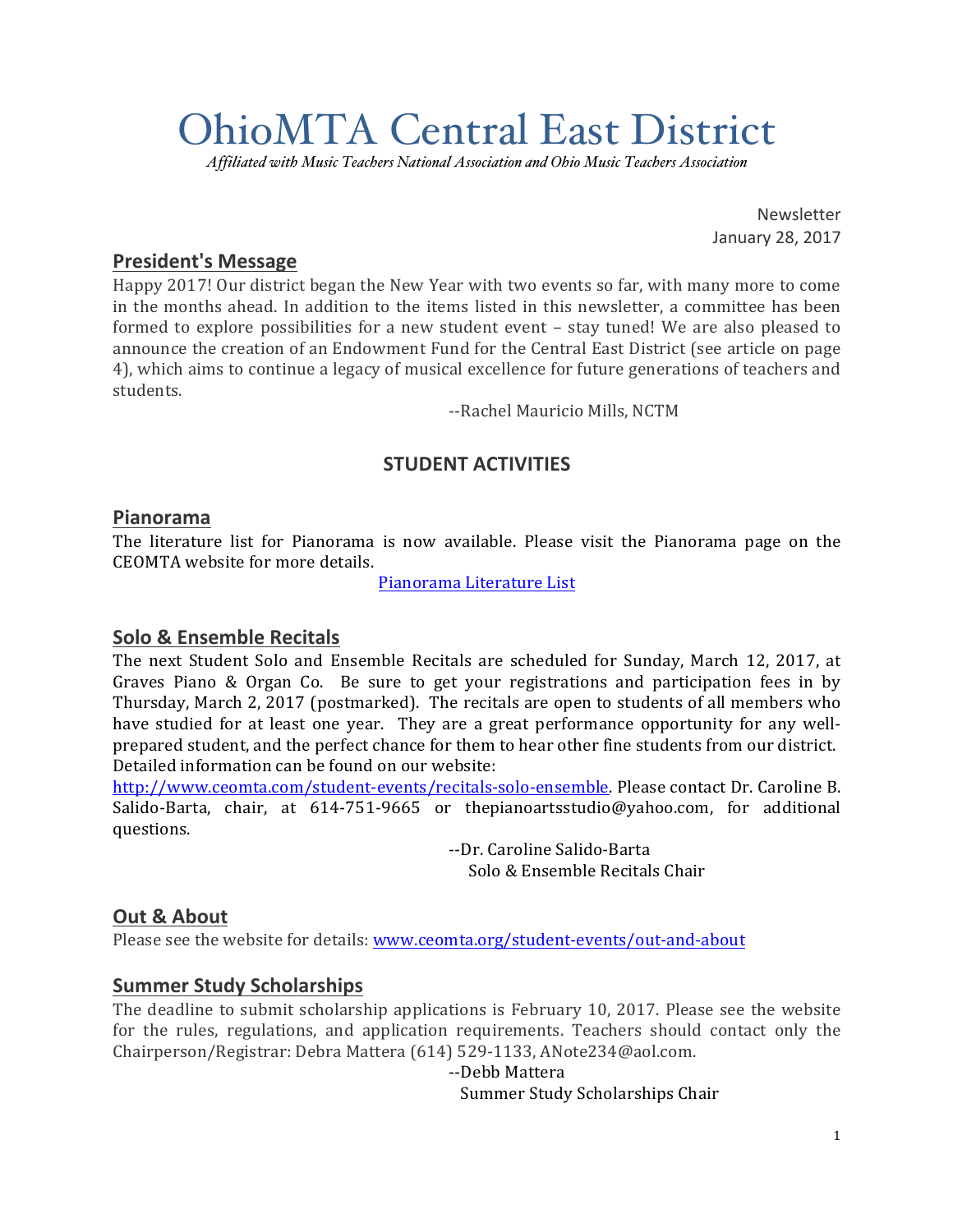# OhioMTA Central East District

*Affiliated with Music Teachers National Association and Ohio Music Teachers Association*

Newsletter
January 28, 2017

## President's Message

Happy 2017! Our district began the New Year with two events so far, with many more to come in the months ahead. In addition to the items listed in this newsletter, a committee has been formed to explore possibilities for a new student event – stay tuned! We are also pleased to announce the creation of an Endowment Fund for the Central East District (see article on page 4), which aims to continue a legacy of musical excellence for future generations of teachers and students.

--Rachel Mauricio Mills, NCTM

## STUDENT ACTIVITIES

## Pianorama

The literature list for Pianorama is now available. Please visit the Pianorama page on the CEOMTA website for more details.

Pianorama Literature List

## Solo & Ensemble Recitals

The next Student Solo and Ensemble Recitals are scheduled for Sunday, March 12, 2017, at Graves Piano & Organ Co. Be sure to get your registrations and participation fees in by Thursday, March 2, 2017 (postmarked). The recitals are open to students of all members who have studied for at least one year. They are a great performance opportunity for any well-prepared student, and the perfect chance for them to hear other fine students from our district. Detailed information can be found on our website: http://www.ceomta.com/student-events/recitals-solo-ensemble. Please contact Dr. Caroline B. Salido-Barta, chair, at 614-751-9665 or thepianoartsstudio@yahoo.com, for additional questions.

--Dr. Caroline Salido-Barta
Solo & Ensemble Recitals Chair

## Out & About

Please see the website for details: www.ceomta.org/student-events/out-and-about

## Summer Study Scholarships

The deadline to submit scholarship applications is February 10, 2017. Please see the website for the rules, regulations, and application requirements. Teachers should contact only the Chairperson/Registrar: Debra Mattera (614) 529-1133, ANote234@aol.com.

--Debb Mattera
Summer Study Scholarships Chair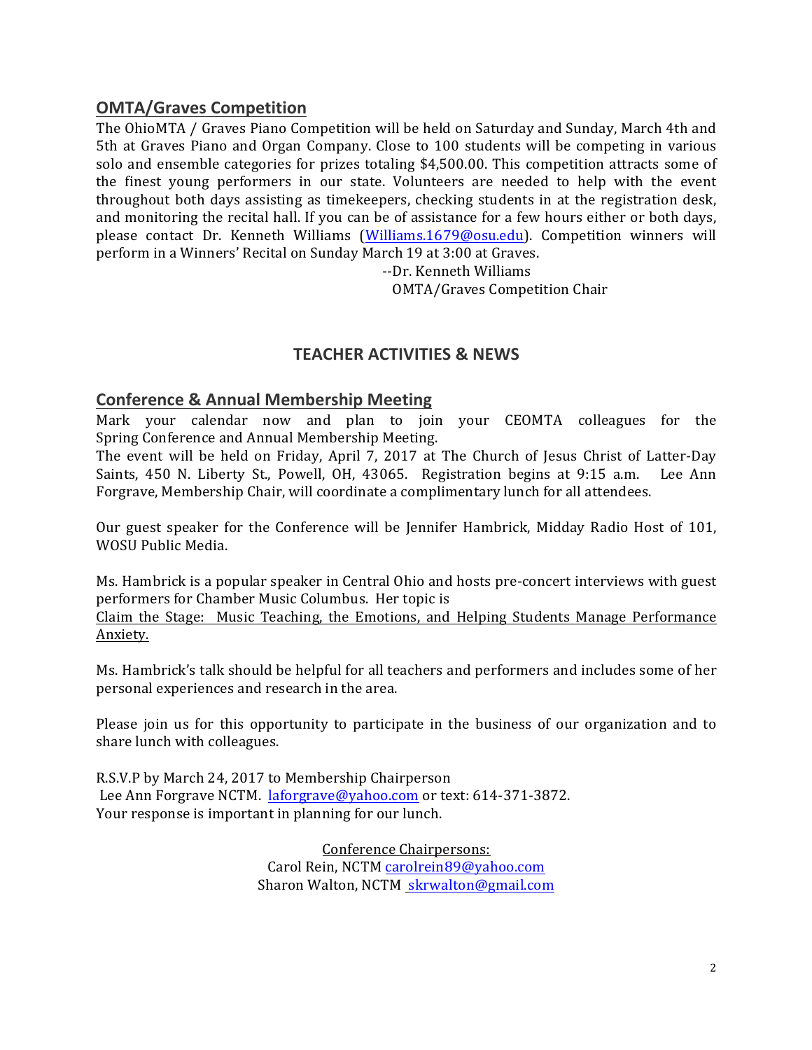## OMTA/Graves Competition

The OhioMTA / Graves Piano Competition will be held on Saturday and Sunday, March 4th and 5th at Graves Piano and Organ Company. Close to 100 students will be competing in various solo and ensemble categories for prizes totaling $4,500.00. This competition attracts some of the finest young performers in our state. Volunteers are needed to help with the event throughout both days assisting as timekeepers, checking students in at the registration desk, and monitoring the recital hall. If you can be of assistance for a few hours either or both days, please contact Dr. Kenneth Williams (Williams.1679@osu.edu). Competition winners will perform in a Winners' Recital on Sunday March 19 at 3:00 at Graves.

--Dr. Kenneth Williams
OMTA/Graves Competition Chair

# TEACHER ACTIVITIES & NEWS

## Conference & Annual Membership Meeting

Mark your calendar now and plan to join your CEOMTA colleagues for the Spring Conference and Annual Membership Meeting.
The event will be held on Friday, April 7, 2017 at The Church of Jesus Christ of Latter-Day Saints, 450 N. Liberty St., Powell, OH, 43065. Registration begins at 9:15 a.m. Lee Ann Forgrave, Membership Chair, will coordinate a complimentary lunch for all attendees.

Our guest speaker for the Conference will be Jennifer Hambrick, Midday Radio Host of 101, WOSU Public Media.

Ms. Hambrick is a popular speaker in Central Ohio and hosts pre-concert interviews with guest performers for Chamber Music Columbus. Her topic is
Claim the Stage: Music Teaching, the Emotions, and Helping Students Manage Performance Anxiety.

Ms. Hambrick's talk should be helpful for all teachers and performers and includes some of her personal experiences and research in the area.

Please join us for this opportunity to participate in the business of our organization and to share lunch with colleagues.

R.S.V.P by March 24, 2017 to Membership Chairperson
Lee Ann Forgrave NCTM. laforgrave@yahoo.com or text: 614-371-3872.
Your response is important in planning for our lunch.

Conference Chairpersons:
Carol Rein, NCTM carolrein89@yahoo.com
Sharon Walton, NCTM skrwalton@gmail.com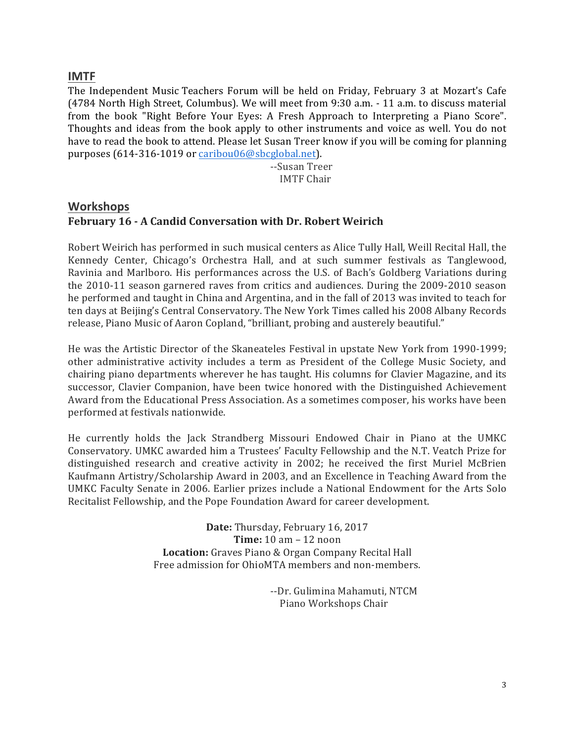## IMTF

The Independent Music Teachers Forum will be held on Friday, February 3 at Mozart's Cafe (4784 North High Street, Columbus). We will meet from 9:30 a.m. - 11 a.m. to discuss material from the book "Right Before Your Eyes: A Fresh Approach to Interpreting a Piano Score". Thoughts and ideas from the book apply to other instruments and voice as well. You do not have to read the book to attend. Please let Susan Treer know if you will be coming for planning purposes (614-316-1019 or caribou06@sbcglobal.net).

--Susan Treer
IMTF Chair

## Workshops

### February 16 - A Candid Conversation with Dr. Robert Weirich

Robert Weirich has performed in such musical centers as Alice Tully Hall, Weill Recital Hall, the Kennedy Center, Chicago's Orchestra Hall, and at such summer festivals as Tanglewood, Ravinia and Marlboro. His performances across the U.S. of Bach's Goldberg Variations during the 2010-11 season garnered raves from critics and audiences. During the 2009-2010 season he performed and taught in China and Argentina, and in the fall of 2013 was invited to teach for ten days at Beijing's Central Conservatory. The New York Times called his 2008 Albany Records release, Piano Music of Aaron Copland, "brilliant, probing and austerely beautiful."

He was the Artistic Director of the Skaneateles Festival in upstate New York from 1990-1999; other administrative activity includes a term as President of the College Music Society, and chairing piano departments wherever he has taught. His columns for Clavier Magazine, and its successor, Clavier Companion, have been twice honored with the Distinguished Achievement Award from the Educational Press Association. As a sometimes composer, his works have been performed at festivals nationwide.

He currently holds the Jack Strandberg Missouri Endowed Chair in Piano at the UMKC Conservatory. UMKC awarded him a Trustees' Faculty Fellowship and the N.T. Veatch Prize for distinguished research and creative activity in 2002; he received the first Muriel McBrien Kaufmann Artistry/Scholarship Award in 2003, and an Excellence in Teaching Award from the UMKC Faculty Senate in 2006. Earlier prizes include a National Endowment for the Arts Solo Recitalist Fellowship, and the Pope Foundation Award for career development.

**Date:** Thursday, February 16, 2017
**Time:** 10 am – 12 noon
**Location:** Graves Piano & Organ Company Recital Hall
Free admission for OhioMTA members and non-members.

--Dr. Gulimina Mahamuti, NTCM
Piano Workshops Chair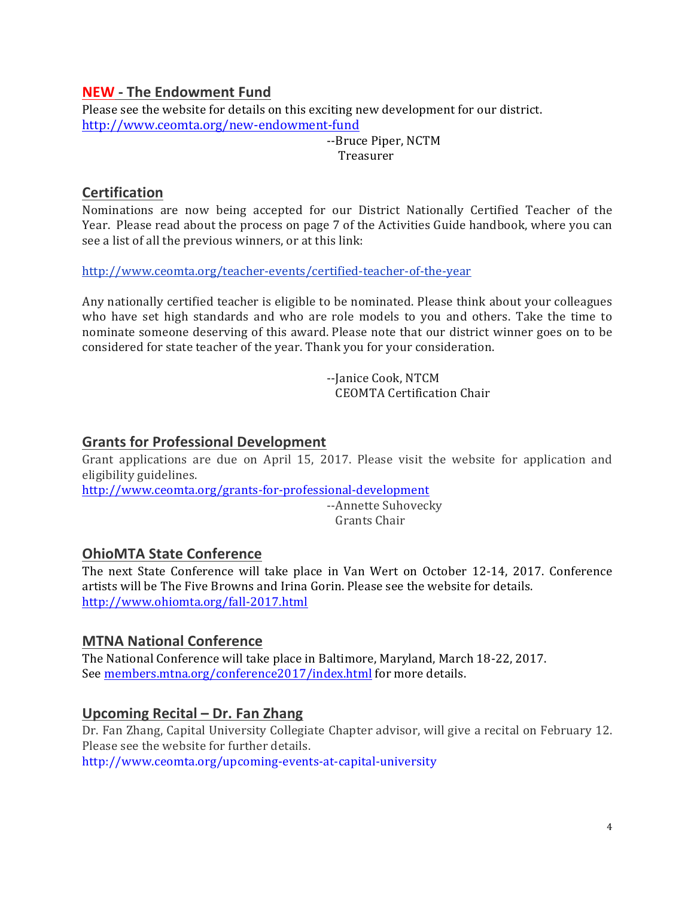## NEW - The Endowment Fund

Please see the website for details on this exciting new development for our district.
http://www.ceomta.org/new-endowment-fund

--Bruce Piper, NCTM
Treasurer

## Certification

Nominations are now being accepted for our District Nationally Certified Teacher of the Year. Please read about the process on page 7 of the Activities Guide handbook, where you can see a list of all the previous winners, or at this link:

http://www.ceomta.org/teacher-events/certified-teacher-of-the-year

Any nationally certified teacher is eligible to be nominated. Please think about your colleagues who have set high standards and who are role models to you and others. Take the time to nominate someone deserving of this award. Please note that our district winner goes on to be considered for state teacher of the year. Thank you for your consideration.

--Janice Cook, NTCM
CEOMTA Certification Chair

## Grants for Professional Development

Grant applications are due on April 15, 2017. Please visit the website for application and eligibility guidelines.
http://www.ceomta.org/grants-for-professional-development

--Annette Suhovecky
Grants Chair

## OhioMTA State Conference

The next State Conference will take place in Van Wert on October 12-14, 2017. Conference artists will be The Five Browns and Irina Gorin. Please see the website for details.
http://www.ohiomta.org/fall-2017.html

## MTNA National Conference

The National Conference will take place in Baltimore, Maryland, March 18-22, 2017.
See members.mtna.org/conference2017/index.html for more details.

## Upcoming Recital – Dr. Fan Zhang

Dr. Fan Zhang, Capital University Collegiate Chapter advisor, will give a recital on February 12. Please see the website for further details.
http://www.ceomta.org/upcoming-events-at-capital-university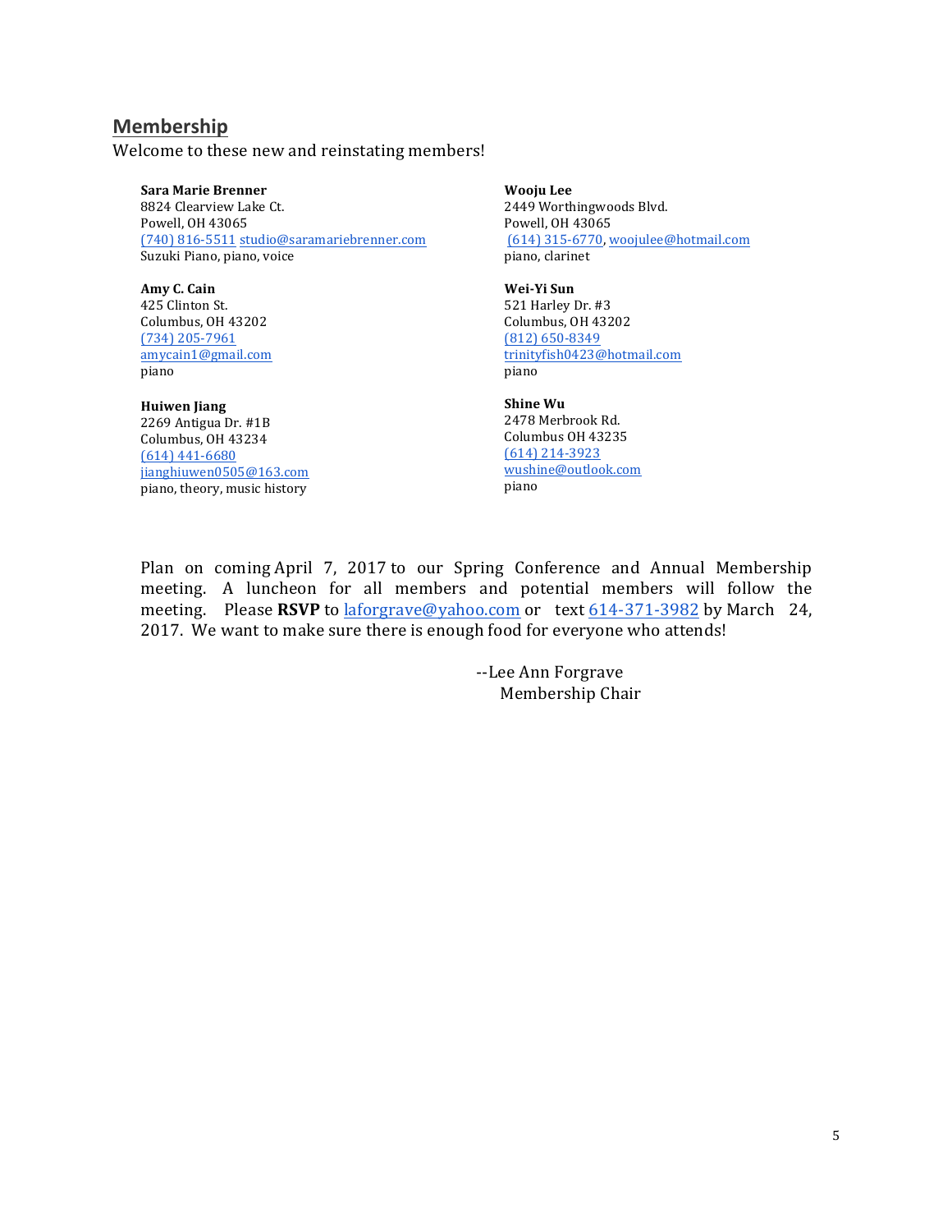## Membership

Welcome to these new and reinstating members!

**Sara Marie Brenner**
8824 Clearview Lake Ct.
Powell, OH 43065
(740) 816-5511 studio@saramariebrenner.com
Suzuki Piano, piano, voice

**Amy C. Cain**
425 Clinton St.
Columbus, OH 43202
(734) 205-7961
amycain1@gmail.com
piano

**Huiwen Jiang**
2269 Antigua Dr. #1B
Columbus, OH 43234
(614) 441-6680
jianghiuwen0505@163.com
piano, theory, music history

**Wooju Lee**
2449 Worthingwoods Blvd.
Powell, OH 43065
(614) 315-6770, woojulee@hotmail.com
piano, clarinet

**Wei-Yi Sun**
521 Harley Dr. #3
Columbus, OH 43202
(812) 650-8349
trinityfish0423@hotmail.com
piano

**Shine Wu**
2478 Merbrook Rd.
Columbus OH 43235
(614) 214-3923
wushine@outlook.com
piano

Plan on coming April 7, 2017 to our Spring Conference and Annual Membership meeting. A luncheon for all members and potential members will follow the meeting. Please **RSVP** to laforgrave@yahoo.com or text 614-371-3982 by March 24, 2017. We want to make sure there is enough food for everyone who attends!

--Lee Ann Forgrave
Membership Chair